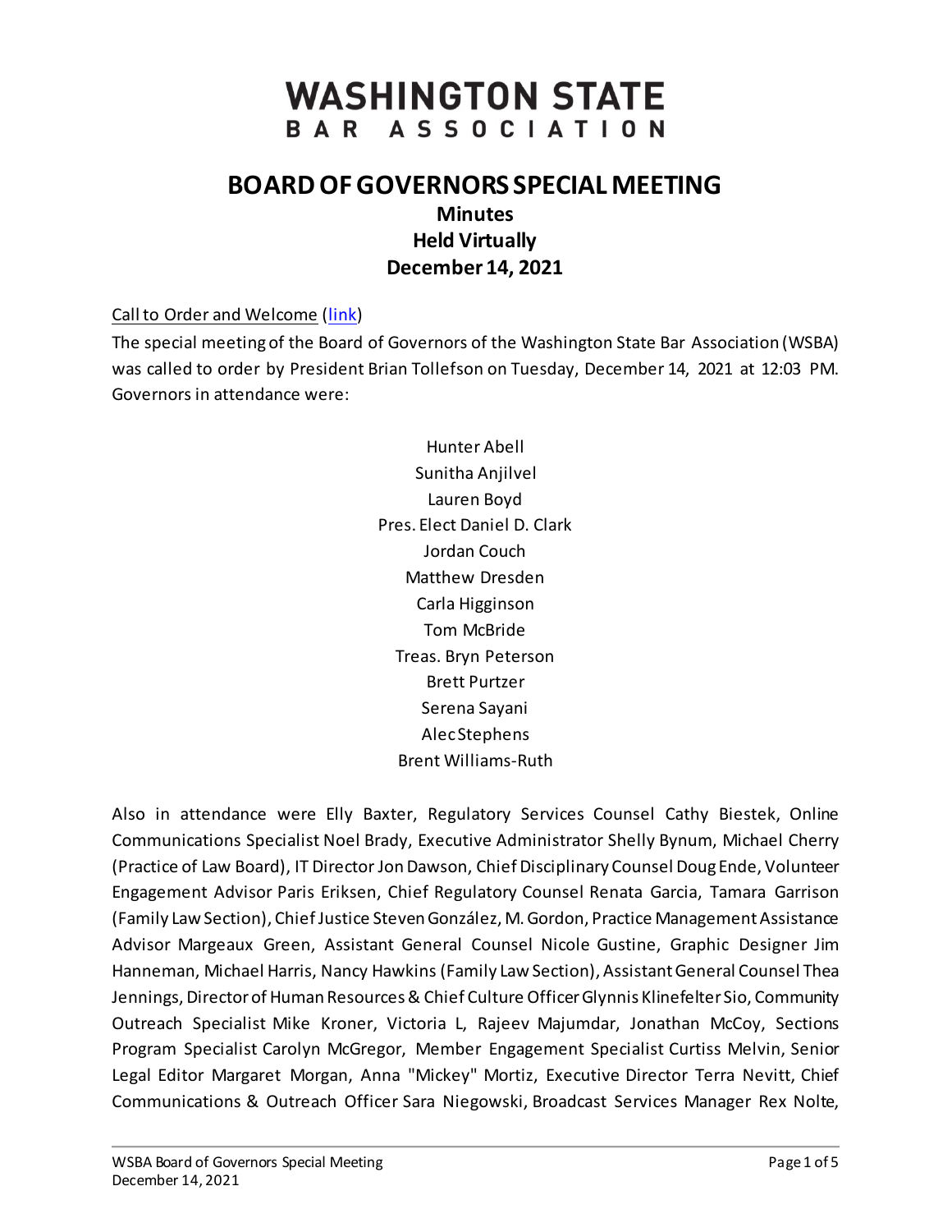# WASHINGTON STATE
# BAR ASSOCIATION

## BOARD OF GOVERNORS SPECIAL MEETING

### Minutes
### Held Virtually
### December 14, 2021

Call to Order and Welcome (link)

The special meeting of the Board of Governors of the Washington State Bar Association (WSBA) was called to order by President Brian Tollefson on Tuesday, December 14, 2021 at 12:03 PM. Governors in attendance were:

Hunter Abell
Sunitha Anjilvel
Lauren Boyd
Pres. Elect Daniel D. Clark
Jordan Couch
Matthew Dresden
Carla Higginson
Tom McBride
Treas. Bryn Peterson
Brett Purtzer
Serena Sayani
Alec Stephens
Brent Williams-Ruth

Also in attendance were Elly Baxter, Regulatory Services Counsel Cathy Biestek, Online Communications Specialist Noel Brady, Executive Administrator Shelly Bynum, Michael Cherry (Practice of Law Board), IT Director Jon Dawson, Chief Disciplinary Counsel Doug Ende, Volunteer Engagement Advisor Paris Eriksen, Chief Regulatory Counsel Renata Garcia, Tamara Garrison (Family Law Section), Chief Justice Steven González, M. Gordon, Practice Management Assistance Advisor Margeaux Green, Assistant General Counsel Nicole Gustine, Graphic Designer Jim Hanneman, Michael Harris, Nancy Hawkins (Family Law Section), Assistant General Counsel Thea Jennings, Director of Human Resources & Chief Culture Officer Glynnis Klinefelter Sio, Community Outreach Specialist Mike Kroner, Victoria L, Rajeev Majumdar, Jonathan McCoy, Sections Program Specialist Carolyn McGregor, Member Engagement Specialist Curtiss Melvin, Senior Legal Editor Margaret Morgan, Anna "Mickey" Mortiz, Executive Director Terra Nevitt, Chief Communications & Outreach Officer Sara Niegowski, Broadcast Services Manager Rex Nolte,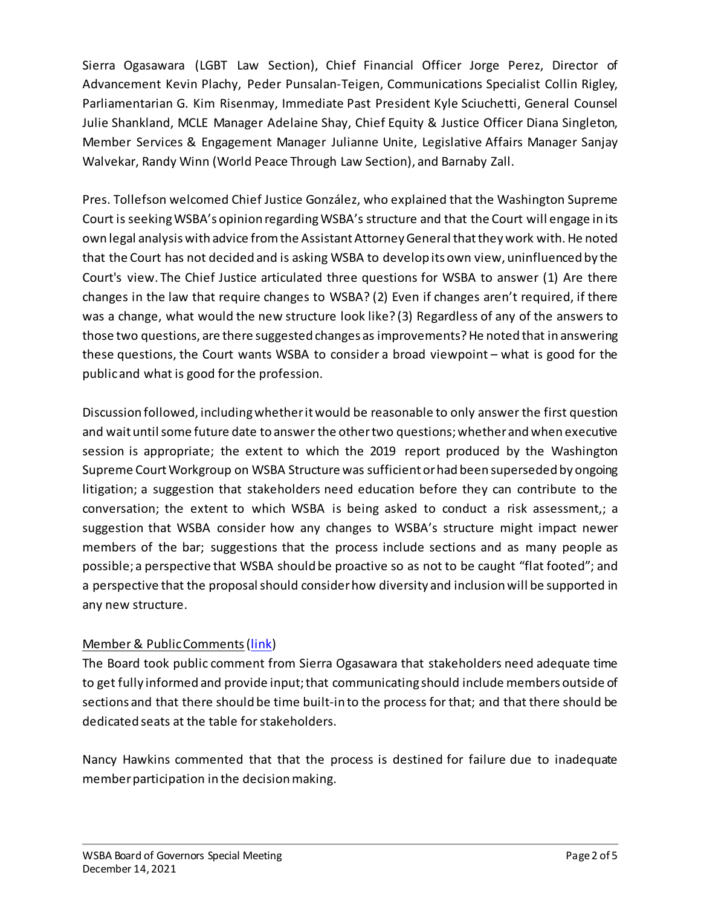Sierra Ogasawara (LGBT Law Section), Chief Financial Officer Jorge Perez, Director of Advancement Kevin Plachy, Peder Punsalan-Teigen, Communications Specialist Collin Rigley, Parliamentarian G. Kim Risenmay, Immediate Past President Kyle Sciuchetti, General Counsel Julie Shankland, MCLE Manager Adelaine Shay, Chief Equity & Justice Officer Diana Singleton, Member Services & Engagement Manager Julianne Unite, Legislative Affairs Manager Sanjay Walvekar, Randy Winn (World Peace Through Law Section), and Barnaby Zall.

Pres. Tollefson welcomed Chief Justice González, who explained that the Washington Supreme Court is seeking WSBA's opinion regarding WSBA's structure and that the Court will engage in its own legal analysis with advice from the Assistant Attorney General that they work with. He noted that the Court has not decided and is asking WSBA to develop its own view, uninfluenced by the Court's view. The Chief Justice articulated three questions for WSBA to answer (1) Are there changes in the law that require changes to WSBA? (2) Even if changes aren't required, if there was a change, what would the new structure look like? (3) Regardless of any of the answers to those two questions, are there suggested changes as improvements? He noted that in answering these questions, the Court wants WSBA to consider a broad viewpoint – what is good for the public and what is good for the profession.

Discussion followed, including whether it would be reasonable to only answer the first question and wait until some future date to answer the other two questions; whether and when executive session is appropriate; the extent to which the 2019 report produced by the Washington Supreme Court Workgroup on WSBA Structure was sufficient or had been superseded by ongoing litigation; a suggestion that stakeholders need education before they can contribute to the conversation; the extent to which WSBA is being asked to conduct a risk assessment,; a suggestion that WSBA consider how any changes to WSBA's structure might impact newer members of the bar; suggestions that the process include sections and as many people as possible; a perspective that WSBA should be proactive so as not to be caught "flat footed"; and a perspective that the proposal should consider how diversity and inclusion will be supported in any new structure.

Member & Public Comments (link)

The Board took public comment from Sierra Ogasawara that stakeholders need adequate time to get fully informed and provide input; that communicating should include members outside of sections and that there should be time built-in to the process for that; and that there should be dedicated seats at the table for stakeholders.

Nancy Hawkins commented that that the process is destined for failure due to inadequate member participation in the decision making.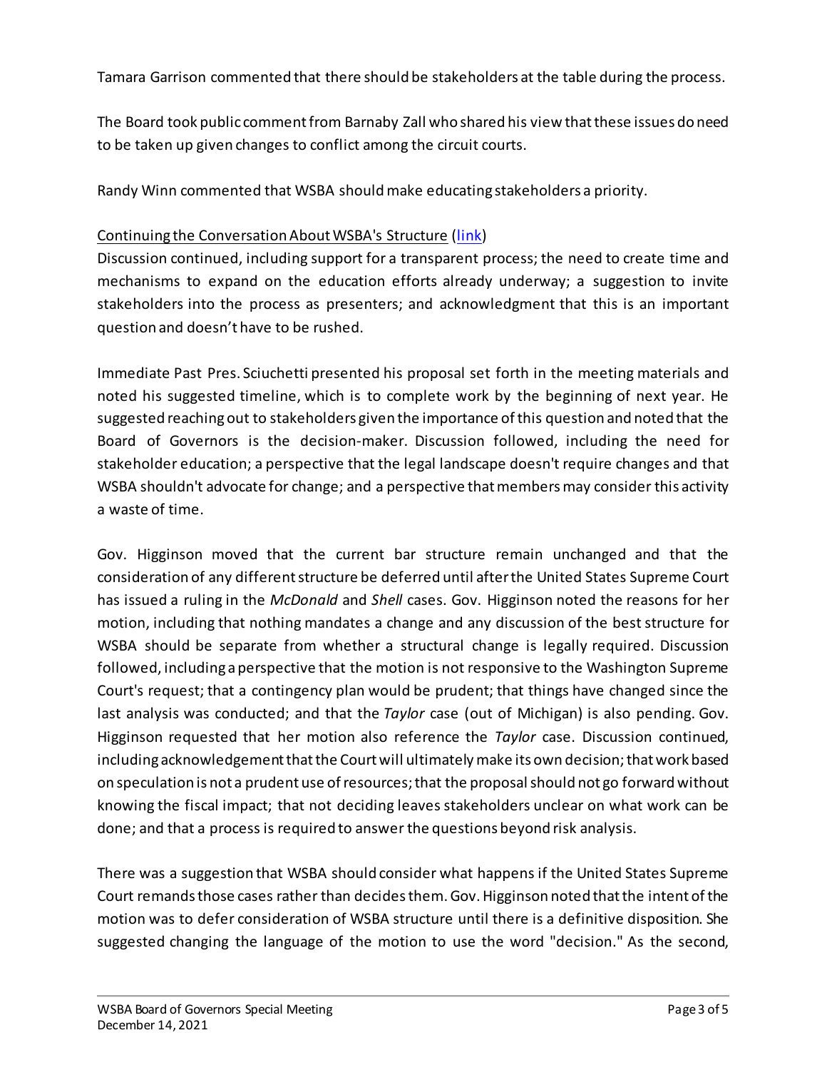Tamara Garrison commented that there should be stakeholders at the table during the process.

The Board took public comment from Barnaby Zall who shared his view that these issues do need to be taken up given changes to conflict among the circuit courts.

Randy Winn commented that WSBA should make educating stakeholders a priority.

Continuing the Conversation About WSBA's Structure (link)

Discussion continued, including support for a transparent process; the need to create time and mechanisms to expand on the education efforts already underway; a suggestion to invite stakeholders into the process as presenters; and acknowledgment that this is an important question and doesn't have to be rushed.

Immediate Past Pres. Sciuchetti presented his proposal set forth in the meeting materials and noted his suggested timeline, which is to complete work by the beginning of next year. He suggested reaching out to stakeholders given the importance of this question and noted that the Board of Governors is the decision-maker. Discussion followed, including the need for stakeholder education; a perspective that the legal landscape doesn't require changes and that WSBA shouldn't advocate for change; and a perspective that members may consider this activity a waste of time.

Gov. Higginson moved that the current bar structure remain unchanged and that the consideration of any different structure be deferred until after the United States Supreme Court has issued a ruling in the *McDonald* and *Shell* cases. Gov. Higginson noted the reasons for her motion, including that nothing mandates a change and any discussion of the best structure for WSBA should be separate from whether a structural change is legally required. Discussion followed, including a perspective that the motion is not responsive to the Washington Supreme Court's request; that a contingency plan would be prudent; that things have changed since the last analysis was conducted; and that the *Taylor* case (out of Michigan) is also pending. Gov. Higginson requested that her motion also reference the *Taylor* case. Discussion continued, including acknowledgement that the Court will ultimately make its own decision; that work based on speculation is not a prudent use of resources; that the proposal should not go forward without knowing the fiscal impact; that not deciding leaves stakeholders unclear on what work can be done; and that a process is required to answer the questions beyond risk analysis.

There was a suggestion that WSBA should consider what happens if the United States Supreme Court remands those cases rather than decides them. Gov. Higginson noted that the intent of the motion was to defer consideration of WSBA structure until there is a definitive disposition. She suggested changing the language of the motion to use the word "decision." As the second,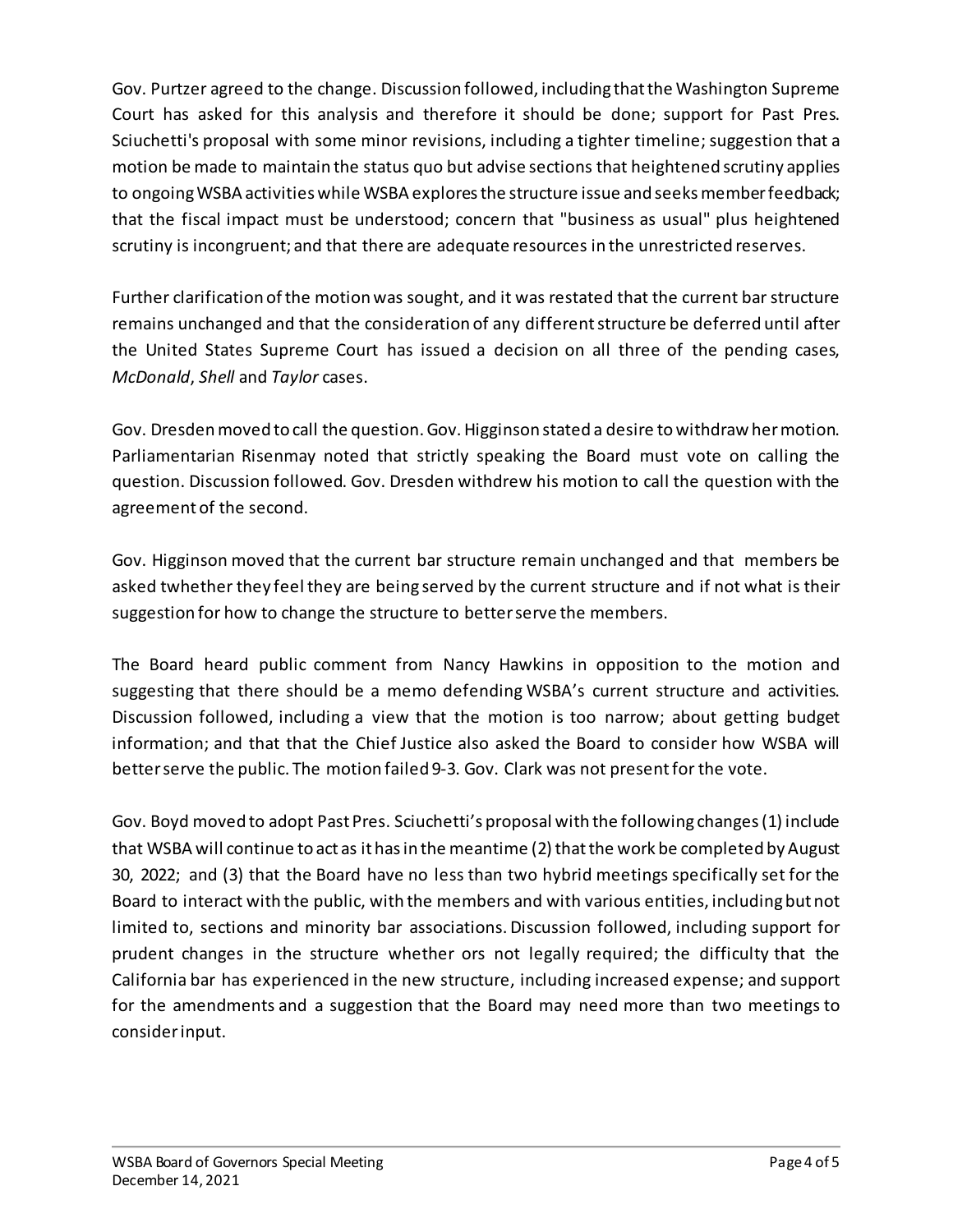Gov. Purtzer agreed to the change. Discussion followed, including that the Washington Supreme Court has asked for this analysis and therefore it should be done; support for Past Pres. Sciuchetti's proposal with some minor revisions, including a tighter timeline; suggestion that a motion be made to maintain the status quo but advise sections that heightened scrutiny applies to ongoing WSBA activities while WSBA explores the structure issue and seeks member feedback; that the fiscal impact must be understood; concern that "business as usual" plus heightened scrutiny is incongruent; and that there are adequate resources in the unrestricted reserves.

Further clarification of the motion was sought, and it was restated that the current bar structure remains unchanged and that the consideration of any different structure be deferred until after the United States Supreme Court has issued a decision on all three of the pending cases, *McDonald*, *Shell* and *Taylor* cases.

Gov. Dresden moved to call the question. Gov. Higginson stated a desire to withdraw her motion. Parliamentarian Risenmay noted that strictly speaking the Board must vote on calling the question. Discussion followed. Gov. Dresden withdrew his motion to call the question with the agreement of the second.

Gov. Higginson moved that the current bar structure remain unchanged and that members be asked twhether they feel they are being served by the current structure and if not what is their suggestion for how to change the structure to better serve the members.

The Board heard public comment from Nancy Hawkins in opposition to the motion and suggesting that there should be a memo defending WSBA's current structure and activities. Discussion followed, including a view that the motion is too narrow; about getting budget information; and that that the Chief Justice also asked the Board to consider how WSBA will better serve the public. The motion failed 9-3. Gov. Clark was not present for the vote.

Gov. Boyd moved to adopt Past Pres. Sciuchetti's proposal with the following changes (1) include that WSBA will continue to act as it has in the meantime (2) that the work be completed by August 30, 2022; and (3) that the Board have no less than two hybrid meetings specifically set for the Board to interact with the public, with the members and with various entities, including but not limited to, sections and minority bar associations. Discussion followed, including support for prudent changes in the structure whether ors not legally required; the difficulty that the California bar has experienced in the new structure, including increased expense; and support for the amendments and a suggestion that the Board may need more than two meetings to consider input.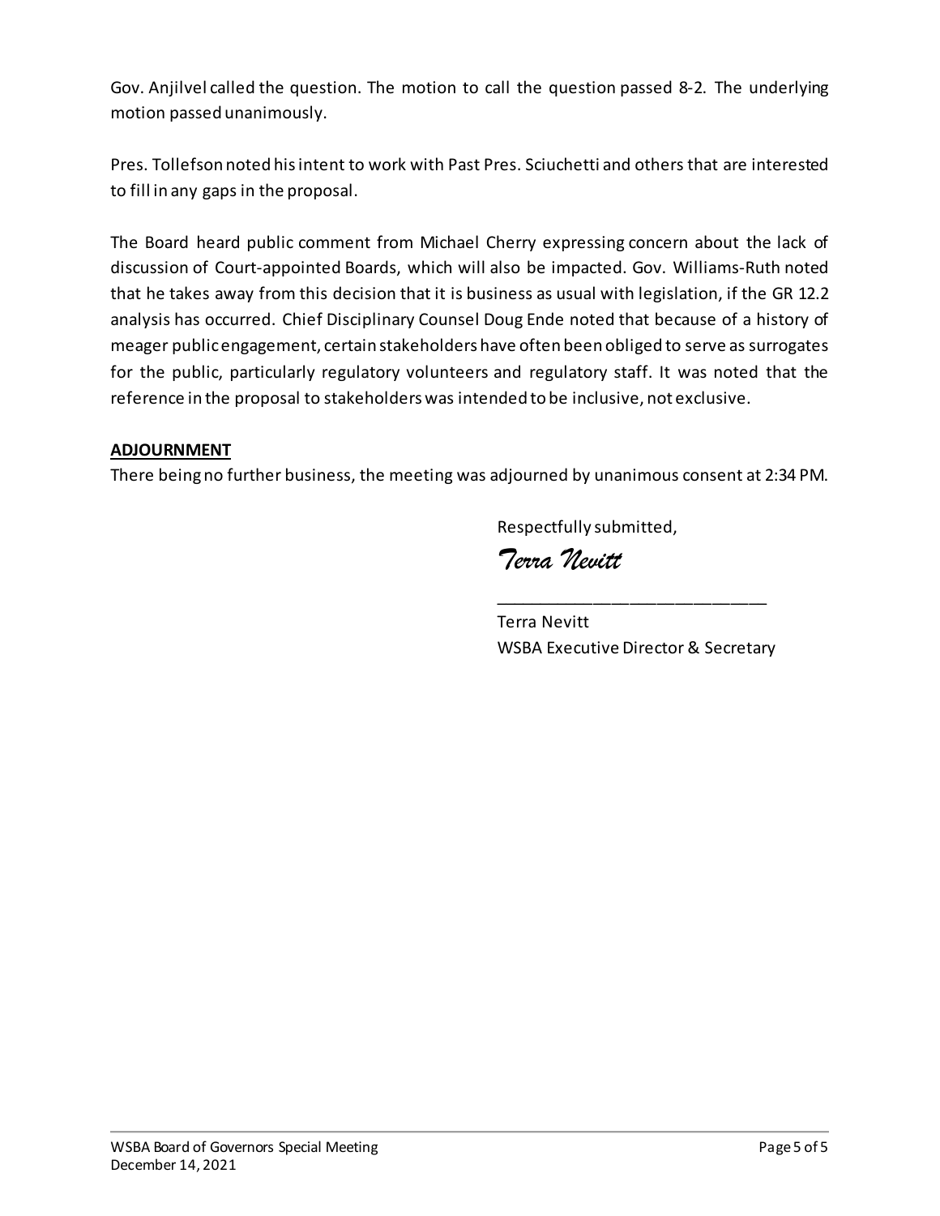Gov. Anjilvel called the question. The motion to call the question passed 8-2. The underlying motion passed unanimously.

Pres. Tollefson noted his intent to work with Past Pres. Sciuchetti and others that are interested to fill in any gaps in the proposal.

The Board heard public comment from Michael Cherry expressing concern about the lack of discussion of Court-appointed Boards, which will also be impacted. Gov. Williams-Ruth noted that he takes away from this decision that it is business as usual with legislation, if the GR 12.2 analysis has occurred. Chief Disciplinary Counsel Doug Ende noted that because of a history of meager public engagement, certain stakeholders have often been obliged to serve as surrogates for the public, particularly regulatory volunteers and regulatory staff. It was noted that the reference in the proposal to stakeholders was intended to be inclusive, not exclusive.

**ADJOURNMENT**

There being no further business, the meeting was adjourned by unanimous consent at 2:34 PM.

Respectfully submitted,

*Terra Nevitt*

\_\_\_\_\_\_\_\_\_\_\_\_\_\_\_\_\_\_\_\_\_\_\_\_\_\_\_\_\_\_

Terra Nevitt
WSBA Executive Director & Secretary